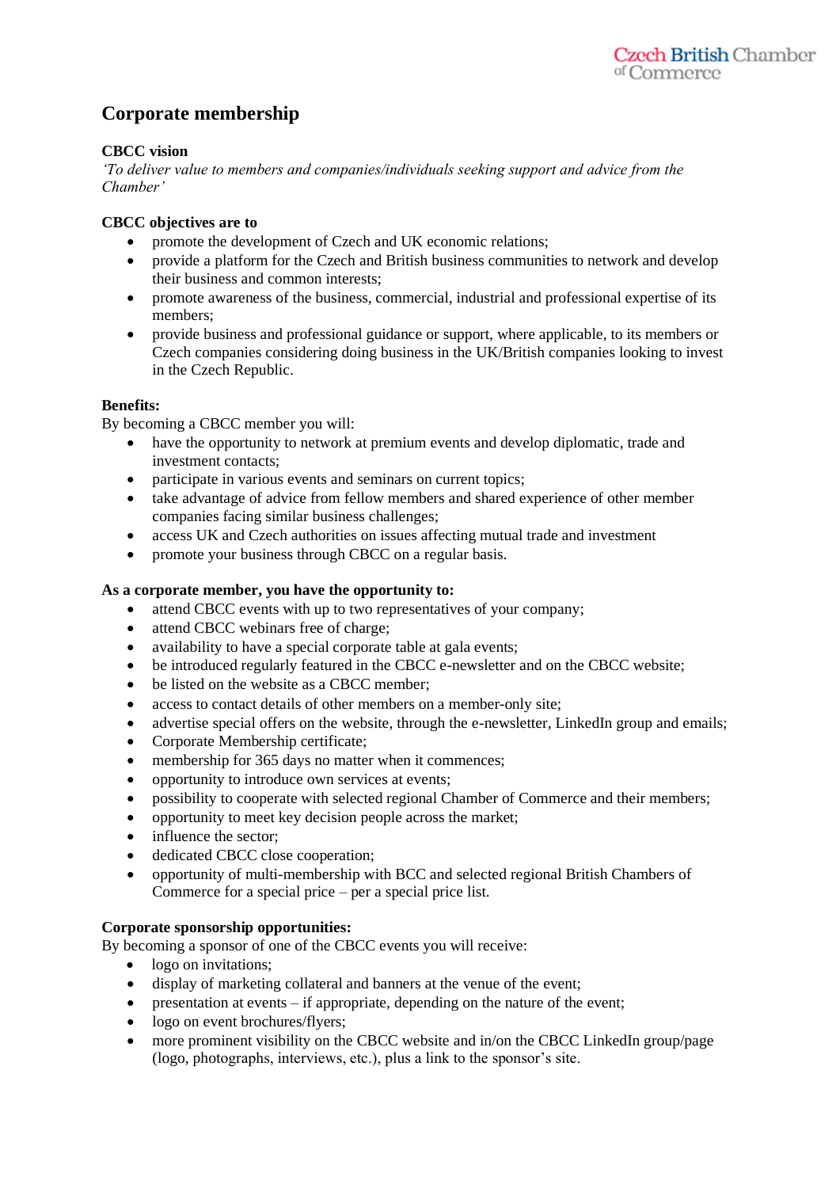# Corporate membership

**CBCC vision**

*'To deliver value to members and companies/individuals seeking support and advice from the Chamber'*

**CBCC objectives are to**

- promote the development of Czech and UK economic relations;
- provide a platform for the Czech and British business communities to network and develop their business and common interests;
- promote awareness of the business, commercial, industrial and professional expertise of its members;
- provide business and professional guidance or support, where applicable, to its members or Czech companies considering doing business in the UK/British companies looking to invest in the Czech Republic.

**Benefits:**

By becoming a CBCC member you will:

- have the opportunity to network at premium events and develop diplomatic, trade and investment contacts;
- participate in various events and seminars on current topics;
- take advantage of advice from fellow members and shared experience of other member companies facing similar business challenges;
- access UK and Czech authorities on issues affecting mutual trade and investment
- promote your business through CBCC on a regular basis.

**As a corporate member, you have the opportunity to:**

- attend CBCC events with up to two representatives of your company;
- attend CBCC webinars free of charge;
- availability to have a special corporate table at gala events;
- be introduced regularly featured in the CBCC e-newsletter and on the CBCC website;
- be listed on the website as a CBCC member;
- access to contact details of other members on a member-only site;
- advertise special offers on the website, through the e-newsletter, LinkedIn group and emails;
- Corporate Membership certificate;
- membership for 365 days no matter when it commences;
- opportunity to introduce own services at events;
- possibility to cooperate with selected regional Chamber of Commerce and their members;
- opportunity to meet key decision people across the market;
- influence the sector;
- dedicated CBCC close cooperation;
- opportunity of multi-membership with BCC and selected regional British Chambers of Commerce for a special price – per a special price list.

**Corporate sponsorship opportunities:**

By becoming a sponsor of one of the CBCC events you will receive:

- logo on invitations;
- display of marketing collateral and banners at the venue of the event;
- presentation at events – if appropriate, depending on the nature of the event;
- logo on event brochures/flyers;
- more prominent visibility on the CBCC website and in/on the CBCC LinkedIn group/page (logo, photographs, interviews, etc.), plus a link to the sponsor's site.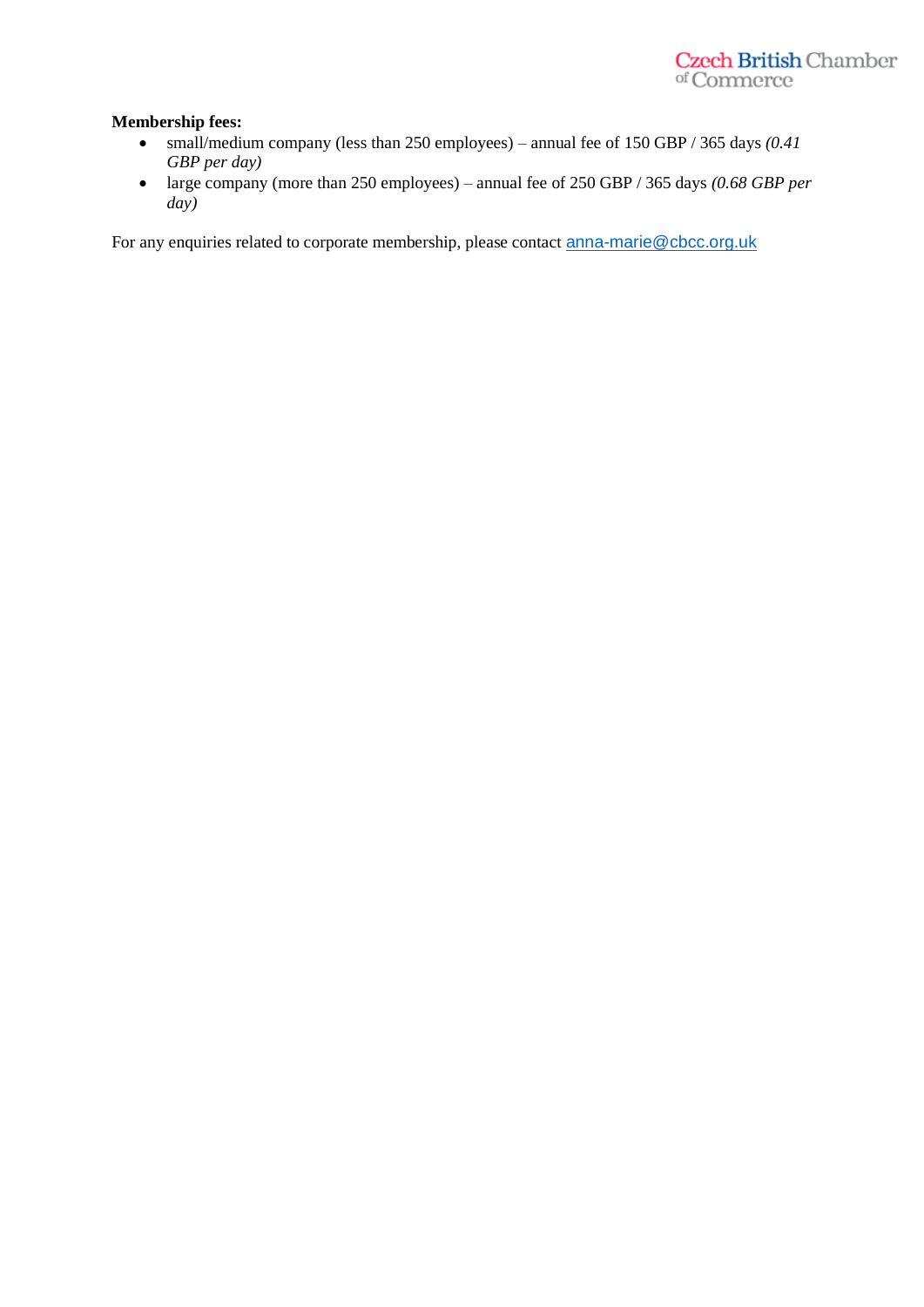**Membership fees:**

- small/medium company (less than 250 employees) – annual fee of 150 GBP / 365 days *(0.41 GBP per day)*
- large company (more than 250 employees) – annual fee of 250 GBP / 365 days *(0.68 GBP per day)*

For any enquiries related to corporate membership, please contact anna-marie@cbcc.org.uk